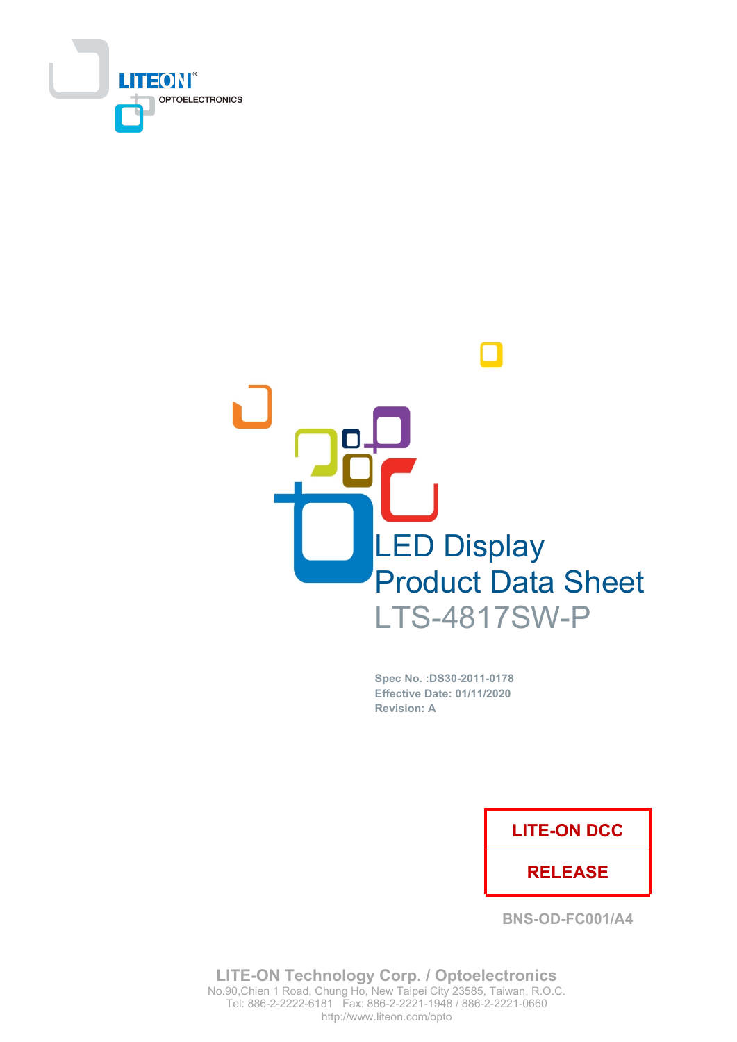LITEON®
OPTOELECTRONICS

# LED Display
# Product Data Sheet
## LTS-4817SW-P

**Spec No. :DS30-2011-0178**
**Effective Date: 01/11/2020**
**Revision: A**

| LITE-ON DCC |
| --- |
| RELEASE |

**BNS-OD-FC001/A4**

**LITE-ON Technology Corp. / Optoelectronics**
No.90,Chien 1 Road, Chung Ho, New Taipei City 23585, Taiwan, R.O.C.
Tel: 886-2-2222-6181 Fax: 886-2-2221-1948 / 886-2-2221-0660
http://www.liteon.com/opto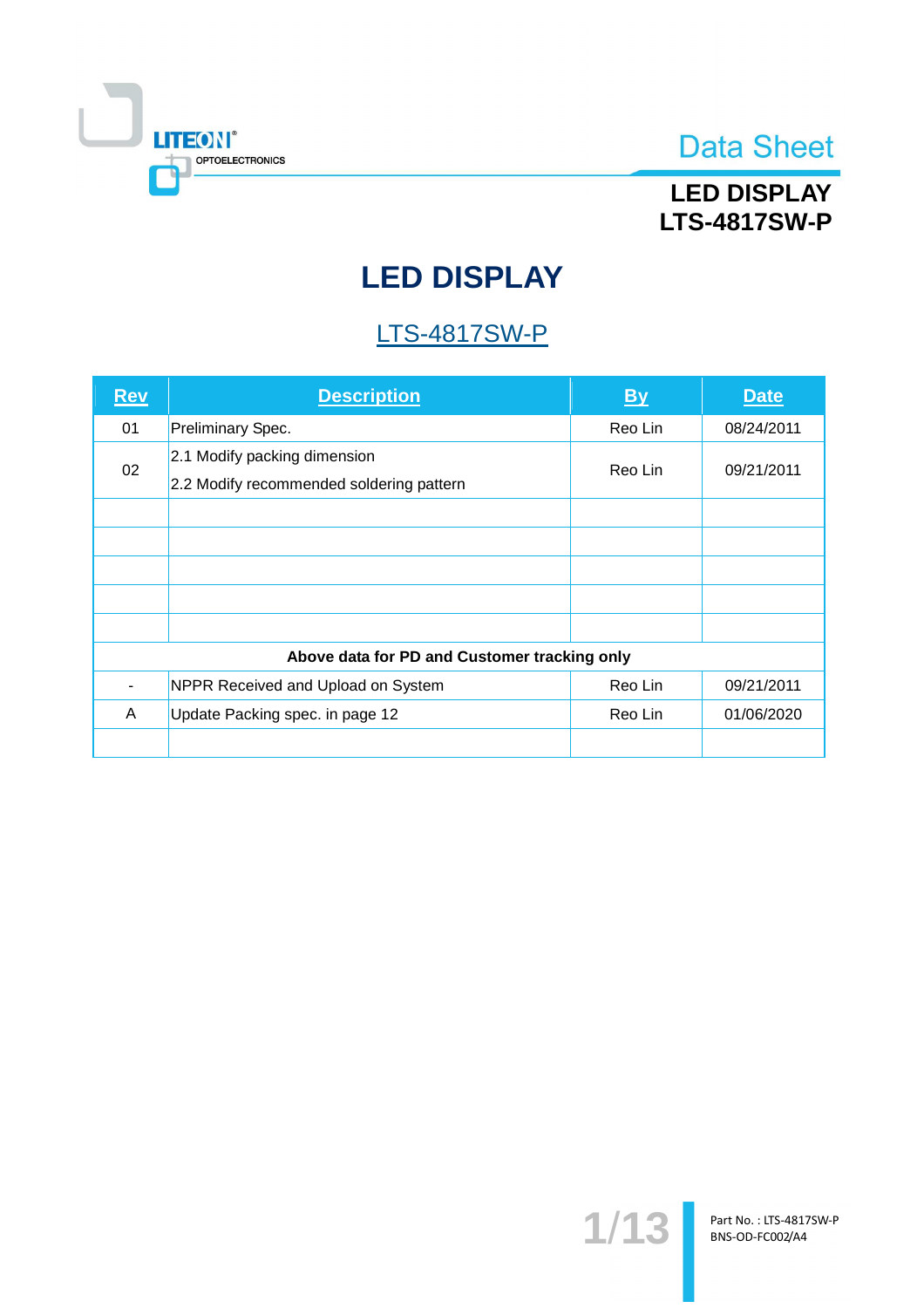# LED DISPLAY

## LTS-4817SW-P

| Rev | Description | By | Date |
|---|---|---|---|
| 01 | Preliminary Spec. | Reo Lin | 08/24/2011 |
| 02 | 2.1 Modify packing dimension<br>2.2 Modify recommended soldering pattern | Reo Lin | 09/21/2011 |
| | | | |
| | | | |
| | | | |
| | | | |
| | | | |
| **Above data for PD and Customer tracking only** | | | |
| - | NPPR Received and Upload on System | Reo Lin | 09/21/2011 |
| A | Update Packing spec. in page 12 | Reo Lin | 01/06/2020 |
| | | | |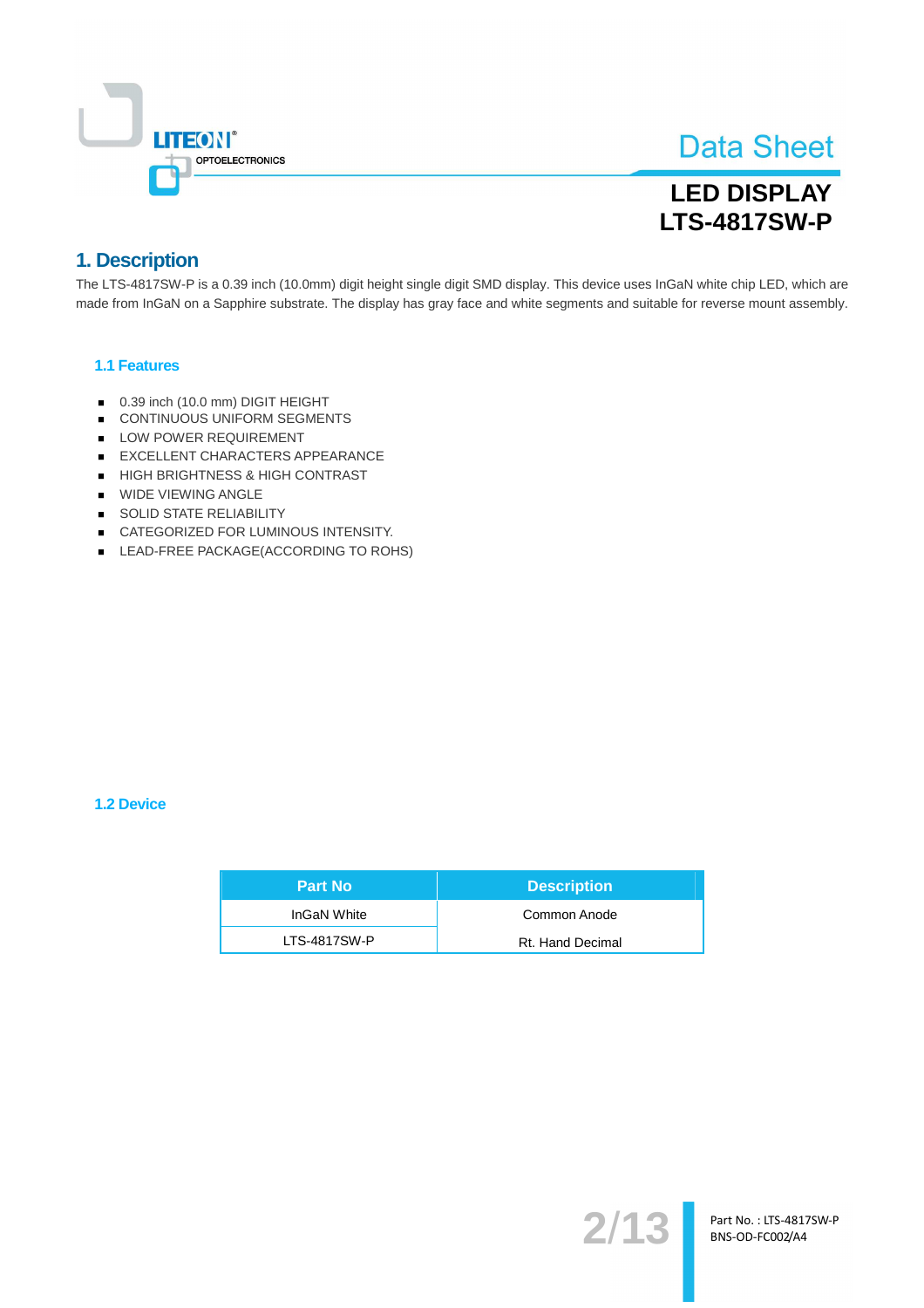# 1. Description

The LTS-4817SW-P is a 0.39 inch (10.0mm) digit height single digit SMD display. This device uses InGaN white chip LED, which are made from InGaN on a Sapphire substrate. The display has gray face and white segments and suitable for reverse mount assembly.

## 1.1 Features

- 0.39 inch (10.0 mm) DIGIT HEIGHT
- CONTINUOUS UNIFORM SEGMENTS
- LOW POWER REQUIREMENT
- EXCELLENT CHARACTERS APPEARANCE
- HIGH BRIGHTNESS & HIGH CONTRAST
- WIDE VIEWING ANGLE
- SOLID STATE RELIABILITY
- CATEGORIZED FOR LUMINOUS INTENSITY.
- LEAD-FREE PACKAGE(ACCORDING TO ROHS)

## 1.2 Device

| Part No | Description |
|---|---|
| InGaN White | Common Anode |
| LTS-4817SW-P | Rt. Hand Decimal |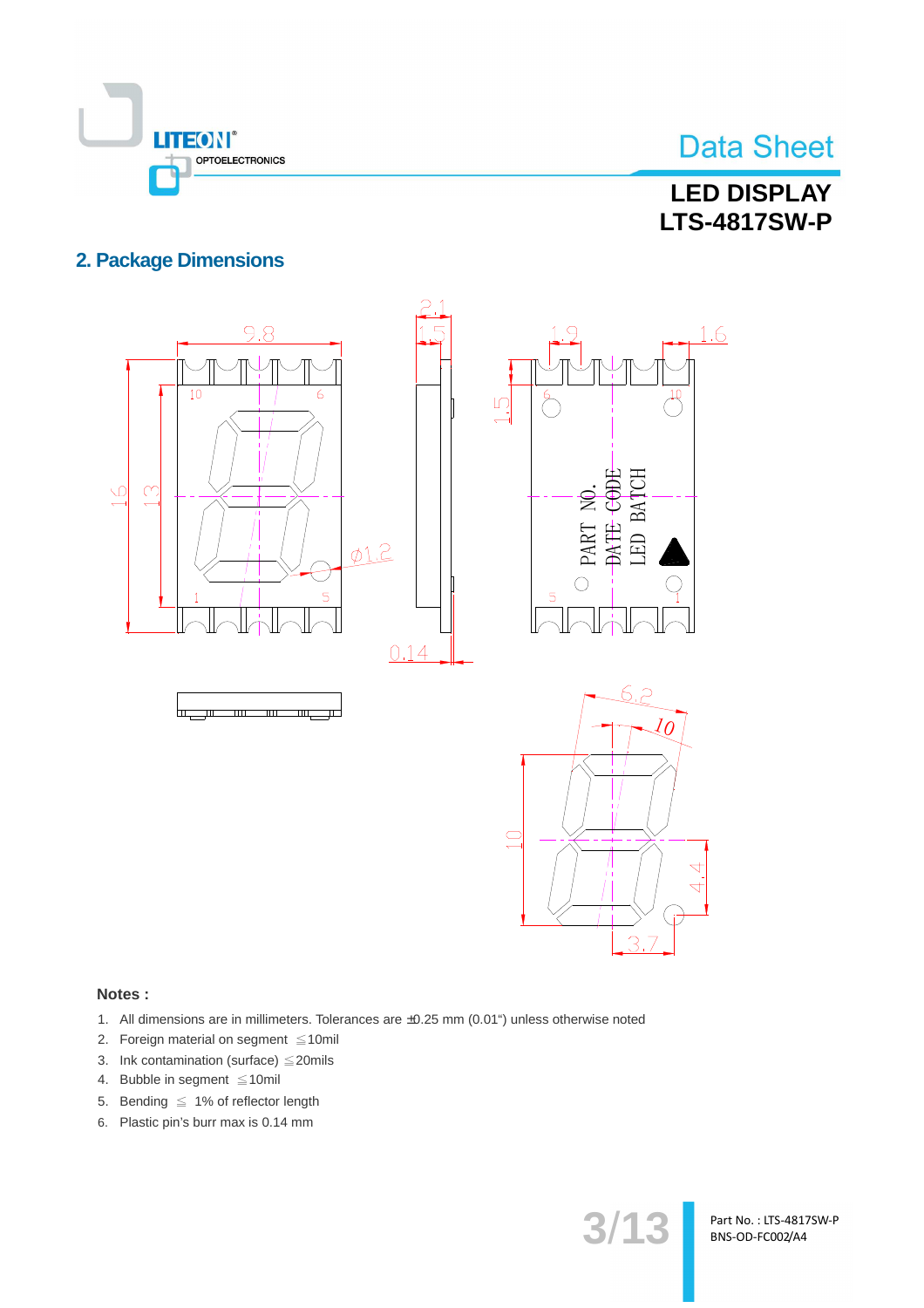## 2. Package Dimensions

**Notes :**

1. All dimensions are in millimeters. Tolerances are ±0.25 mm (0.01") unless otherwise noted
2. Foreign material on segment ≦10mil
3. Ink contamination (surface) ≦20mils
4. Bubble in segment ≦10mil
5. Bending ≦ 1% of reflector length
6. Plastic pin's burr max is 0.14 mm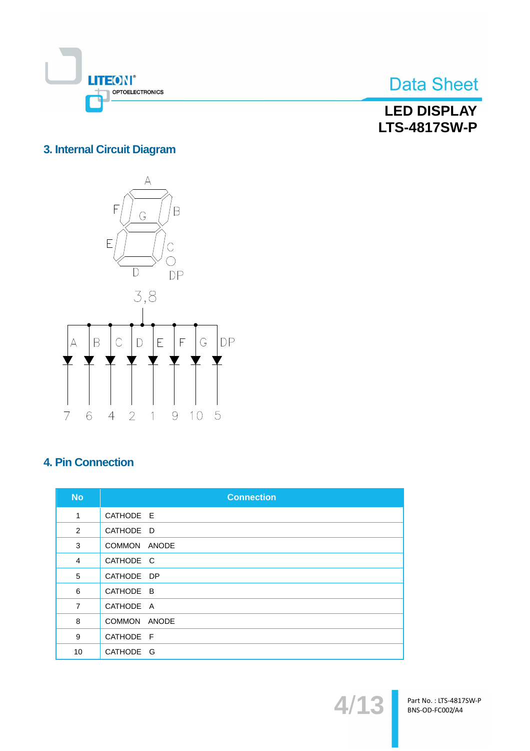## 3. Internal Circuit Diagram

A
F
G
B
E
C
D
DP

3,8

A B C D E F G DP

7 6 4 2 1 9 10 5

## 4. Pin Connection

| No | Connection |
|---|---|
| 1 | CATHODE E |
| 2 | CATHODE D |
| 3 | COMMON ANODE |
| 4 | CATHODE C |
| 5 | CATHODE DP |
| 6 | CATHODE B |
| 7 | CATHODE A |
| 8 | COMMON ANODE |
| 9 | CATHODE F |
| 10 | CATHODE G |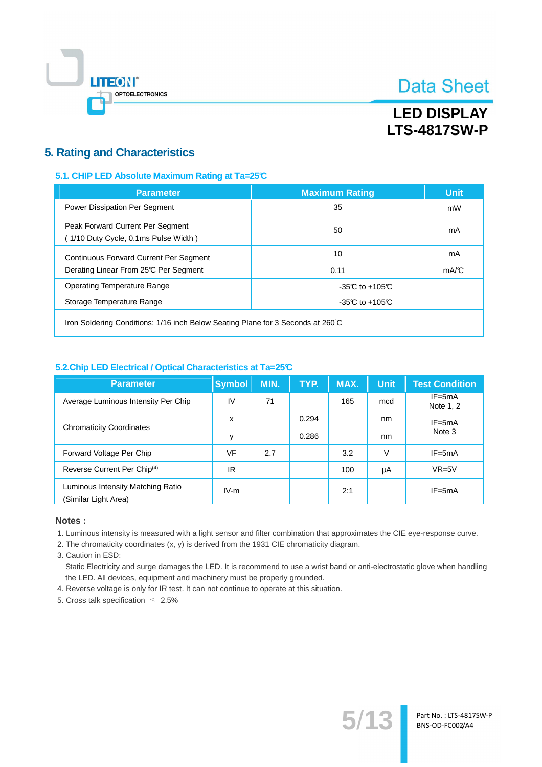## 5. Rating and Characteristics

### 5.1. CHIP LED Absolute Maximum Rating at Ta=25℃

| Parameter | Maximum Rating | Unit |
|---|---|---|
| Power Dissipation Per Segment | 35 | mW |
| Peak Forward Current Per Segment ( 1/10 Duty Cycle, 0.1ms Pulse Width ) | 50 | mA |
| Continuous Forward Current Per Segment<br>Derating Linear From 25℃ Per Segment | 10<br>0.11 | mA<br>mA/℃ |
| Operating Temperature Range | -35℃ to +105℃ | |
| Storage Temperature Range | -35℃ to +105℃ | |
| Iron Soldering Conditions: 1/16 inch Below Seating Plane for 3 Seconds at 260°C | | |

### 5.2.Chip LED Electrical / Optical Characteristics at Ta=25℃

| Parameter | Symbol | MIN. | TYP. | MAX. | Unit | Test Condition |
|---|---|---|---|---|---|---|
| Average Luminous Intensity Per Chip | IV | 71 | | 165 | mcd | IF=5mA Note 1, 2 |
| Chromaticity Coordinates | x | | 0.294 | | nm | IF=5mA Note 3 |
| | y | | 0.286 | | nm | |
| Forward Voltage Per Chip | VF | 2.7 | | 3.2 | V | IF=5mA |
| Reverse Current Per Chip[(4)] | IR | | | 100 | μA | VR=5V |
| Luminous Intensity Matching Ratio (Similar Light Area) | IV-m | | | 2:1 | | IF=5mA |

**Notes :**

1. Luminous intensity is measured with a light sensor and filter combination that approximates the CIE eye-response curve.
2. The chromaticity coordinates (x, y) is derived from the 1931 CIE chromaticity diagram.
3. Caution in ESD:
   Static Electricity and surge damages the LED. It is recommend to use a wrist band or anti-electrostatic glove when handling the LED. All devices, equipment and machinery must be properly grounded.
4. Reverse voltage is only for IR test. It can not continue to operate at this situation.
5. Cross talk specification ≦ 2.5%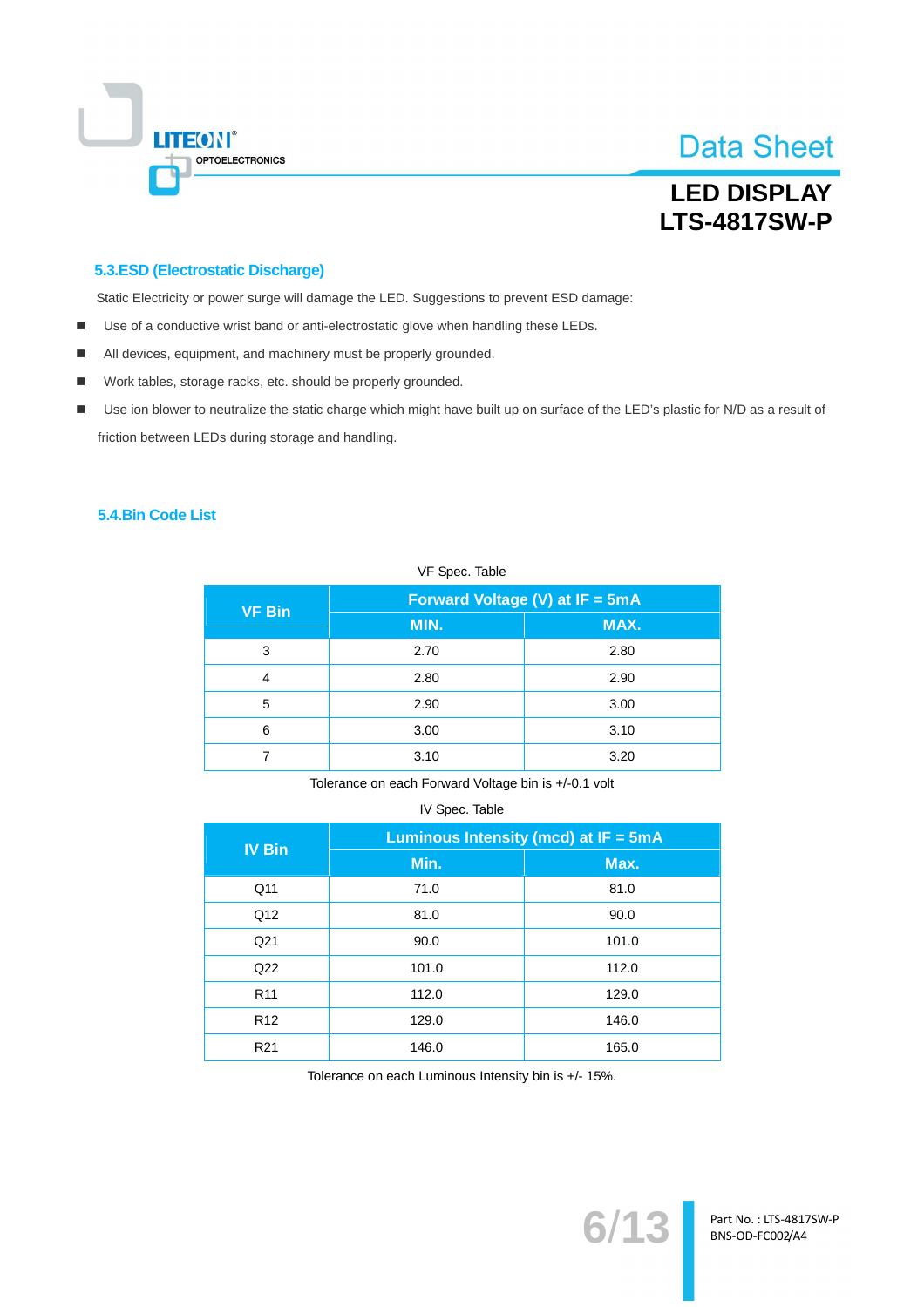### 5.3.ESD (Electrostatic Discharge)

Static Electricity or power surge will damage the LED. Suggestions to prevent ESD damage:

- Use of a conductive wrist band or anti-electrostatic glove when handling these LEDs.
- All devices, equipment, and machinery must be properly grounded.
- Work tables, storage racks, etc. should be properly grounded.
- Use ion blower to neutralize the static charge which might have built up on surface of the LED's plastic for N/D as a result of friction between LEDs during storage and handling.

### 5.4.Bin Code List

VF Spec. Table

| VF Bin | Forward Voltage (V) at IF = 5mA | |
|---|---|---|
| | MIN. | MAX. |
| 3 | 2.70 | 2.80 |
| 4 | 2.80 | 2.90 |
| 5 | 2.90 | 3.00 |
| 6 | 3.00 | 3.10 |
| 7 | 3.10 | 3.20 |

Tolerance on each Forward Voltage bin is +/-0.1 volt

IV Spec. Table

| IV Bin | Luminous Intensity (mcd) at IF = 5mA | |
|---|---|---|
| | Min. | Max. |
| Q11 | 71.0 | 81.0 |
| Q12 | 81.0 | 90.0 |
| Q21 | 90.0 | 101.0 |
| Q22 | 101.0 | 112.0 |
| R11 | 112.0 | 129.0 |
| R12 | 129.0 | 146.0 |
| R21 | 146.0 | 165.0 |

Tolerance on each Luminous Intensity bin is +/- 15%.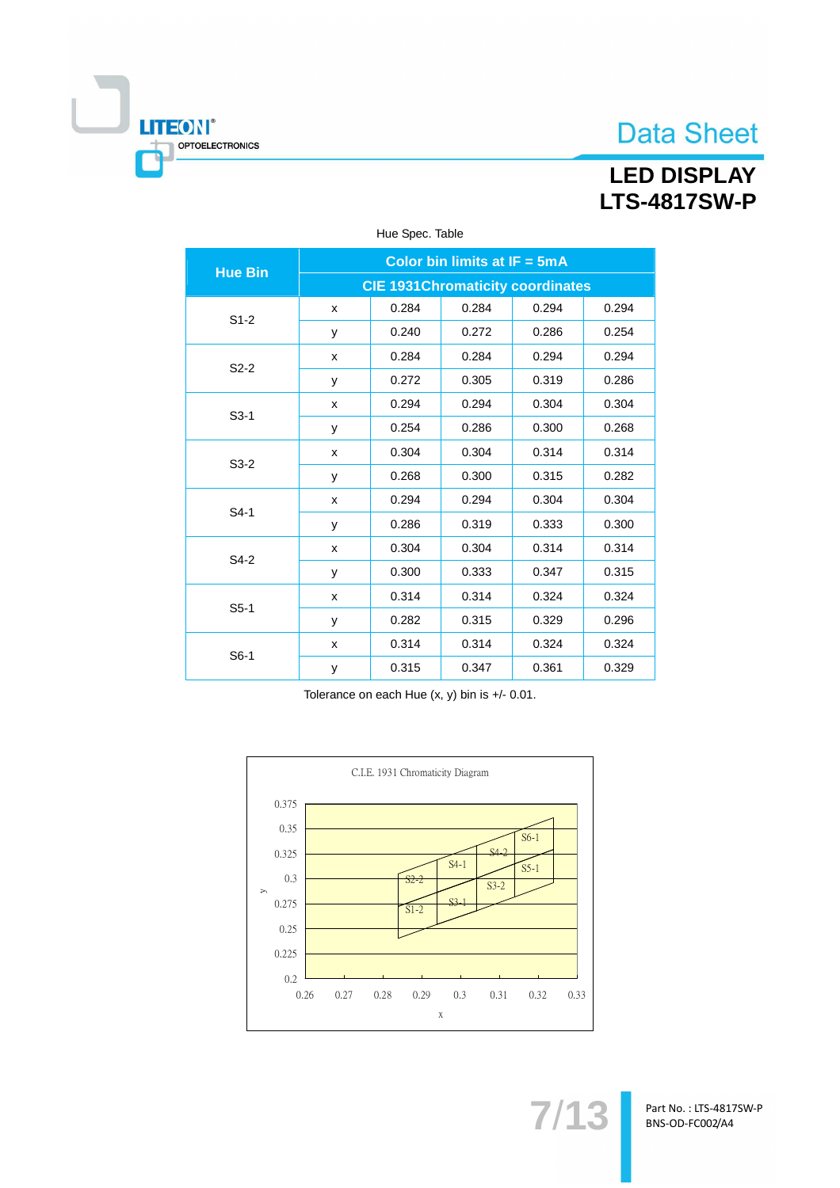Hue Spec. Table

| Hue Bin | Color bin limits at IF = 5mA | | | | |
|---|---|---|---|---|---|
| | CIE 1931Chromaticity coordinates | | | | |
| S1-2 | x | 0.284 | 0.284 | 0.294 | 0.294 |
| | y | 0.240 | 0.272 | 0.286 | 0.254 |
| S2-2 | x | 0.284 | 0.284 | 0.294 | 0.294 |
| | y | 0.272 | 0.305 | 0.319 | 0.286 |
| S3-1 | x | 0.294 | 0.294 | 0.304 | 0.304 |
| | y | 0.254 | 0.286 | 0.300 | 0.268 |
| S3-2 | x | 0.304 | 0.304 | 0.314 | 0.314 |
| | y | 0.268 | 0.300 | 0.315 | 0.282 |
| S4-1 | x | 0.294 | 0.294 | 0.304 | 0.304 |
| | y | 0.286 | 0.319 | 0.333 | 0.300 |
| S4-2 | x | 0.304 | 0.304 | 0.314 | 0.314 |
| | y | 0.300 | 0.333 | 0.347 | 0.315 |
| S5-1 | x | 0.314 | 0.314 | 0.324 | 0.324 |
| | y | 0.282 | 0.315 | 0.329 | 0.296 |
| S6-1 | x | 0.314 | 0.314 | 0.324 | 0.324 |
| | y | 0.315 | 0.347 | 0.361 | 0.329 |

Tolerance on each Hue (x, y) bin is +/- 0.01.

C.I.E. 1931 Chromaticity Diagram

y

0.375
0.35
0.325
0.3
0.275
0.25
0.225
0.2

x

0.26
0.27
0.28
0.29
0.3
0.31
0.32
0.33

S6-1
S4-2
S4-1
S5-1
S2-2
S3-2
S3-1
S1-2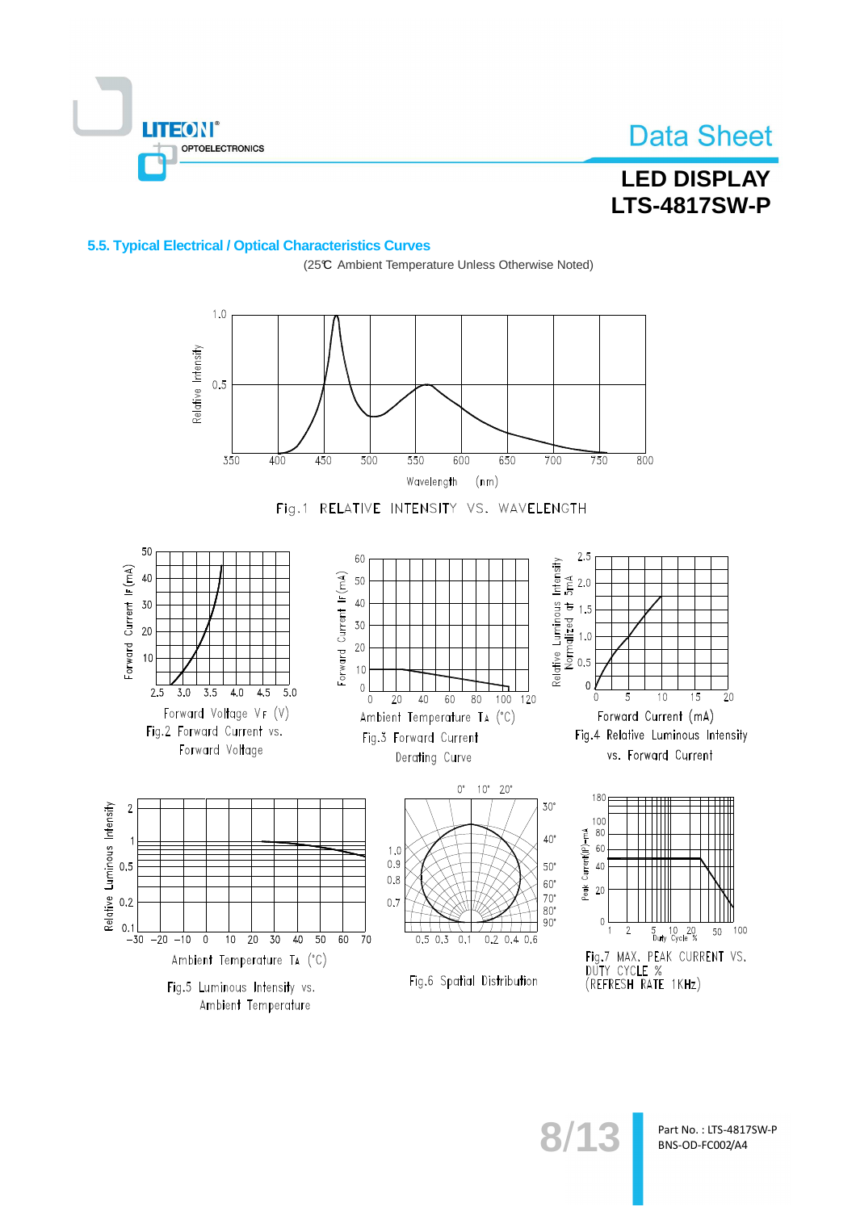## 5.5. Typical Electrical / Optical Characteristics Curves

(25℃ Ambient Temperature Unless Otherwise Noted)

Relative Intensity
1.0
0.5
350 400 450 500 550 600 650 700 750 800
Wavelength (nm)

Fig.1 RELATIVE INTENSITY VS. WAVELENGTH

Forward Current IF (mA)
50 40 30 20 10
2.5 3.0 3.5 4.0 4.5 5.0
Forward Voltage VF (V)

Fig.2 Forward Current vs. Forward Voltage

Forward Current IF (mA)
60 50 40 30 20 10 0
0 20 40 60 80 100 120
Ambient Temperature TA (°C)

Fig.3 Forward Current Derating Curve

Relative Luminous Intensity Normalized at 5mA
2.5 2.0 1.5 1.0 0.5 0
0 5 10 15 20
Forward Current (mA)

Fig.4 Relative Luminous Intensity vs. Forward Current

Relative Luminous Intensity
2 1 0.5 0.2 0.1
−30 −20 −10 0 10 20 30 40 50 60 70
Ambient Temperature TA (°C)

Fig.5 Luminous Intensity vs. Ambient Temperature

0° 10° 20° 30° 40° 50° 60° 70° 80° 90°
1.0 0.9 0.8 0.7
0.5 0.3 0.1 0.2 0.4 0.6

Fig.6 Spatial Distribution

Peak Current(IP)–mA
180 100 80 60 40 20 0
1 2 5 10 20 50 100
Duty Cycle %

Fig.7 MAX. PEAK CURRENT VS. DUTY CYCLE % (REFRESH RATE 1KHz)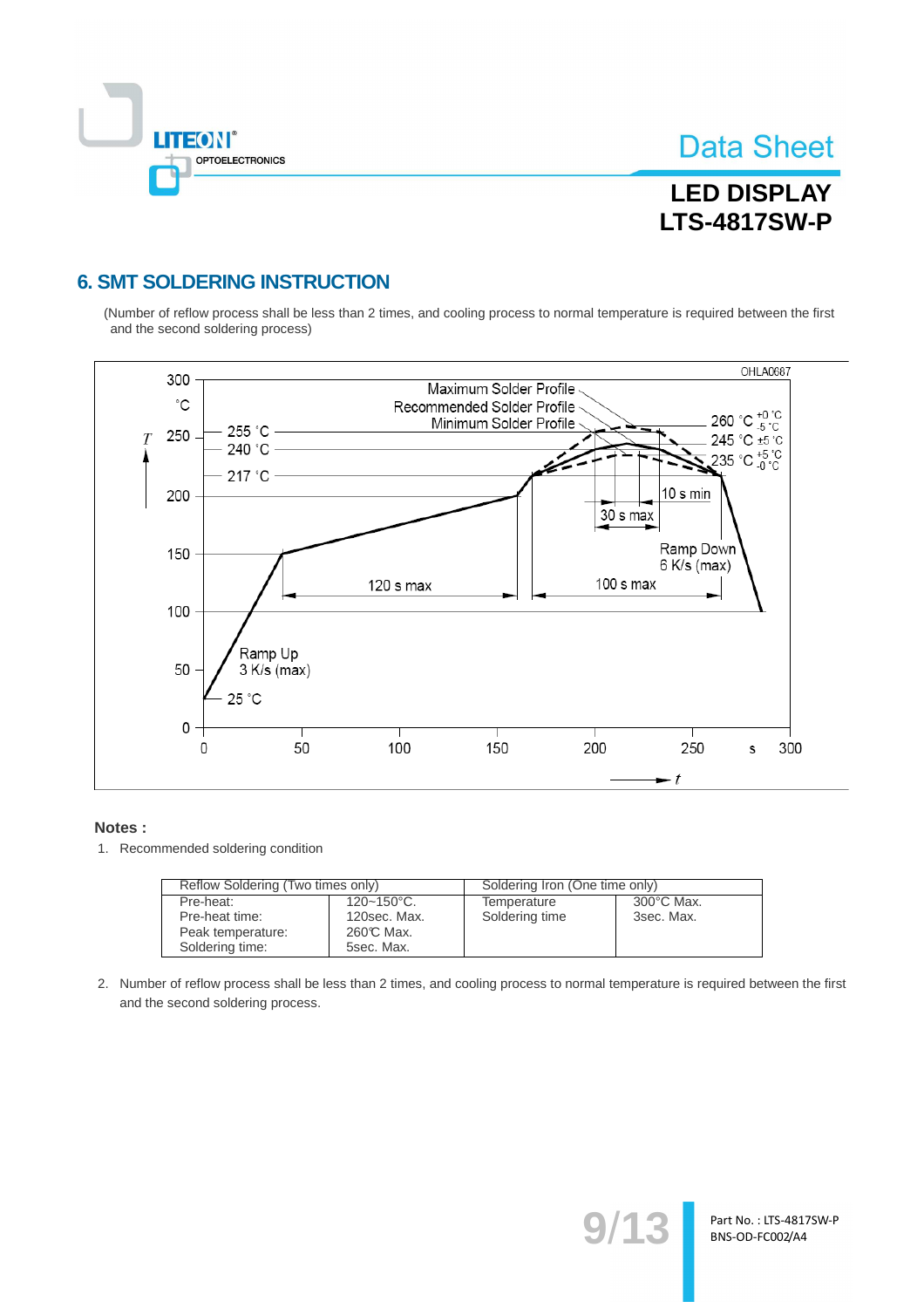## 6. SMT SOLDERING INSTRUCTION

(Number of reflow process shall be less than 2 times, and cooling process to normal temperature is required between the first and the second soldering process)

OHLA0687

Maximum Solder Profile
Recommended Solder Profile
Minimum Solder Profile

300
°C
T
250
200
150
100
50
0

255 °C
240 °C
217 °C
25 °C

260 °C +0 °C -5 °C
245 °C ±5 °C
235 °C +5 °C -0 °C

10 s min
30 s max
Ramp Down
6 K/s (max)
120 s max
100 s max
Ramp Up
3 K/s (max)

0 50 100 150 200 250 s 300
t

**Notes :**

1. Recommended soldering condition

| Reflow Soldering (Two times only) | | Soldering Iron (One time only) | |
|---|---|---|---|
| Pre-heat:<br>Pre-heat time:<br>Peak temperature:<br>Soldering time: | 120~150°C.<br>120sec. Max.<br>260℃ Max.<br>5sec. Max. | Temperature<br>Soldering time | 300°C Max.<br>3sec. Max. |

2. Number of reflow process shall be less than 2 times, and cooling process to normal temperature is required between the first and the second soldering process.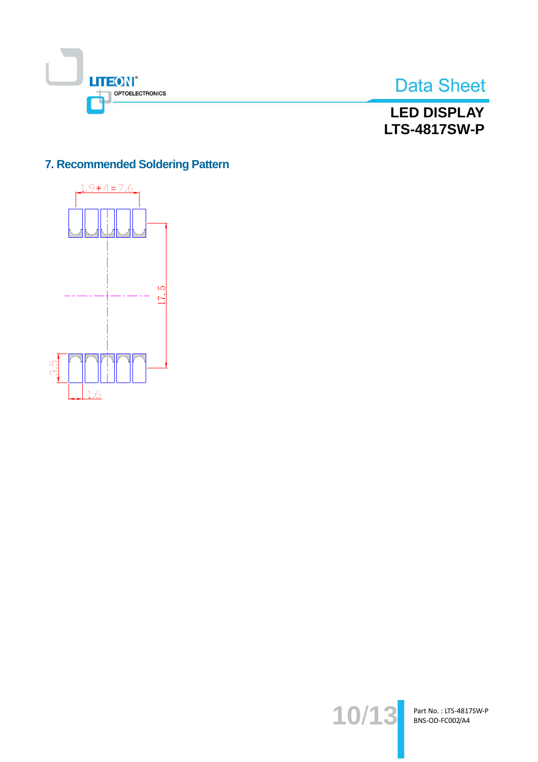# 7. Recommended Soldering Pattern

1.9∗4=7.6

17.5

3.5

1.6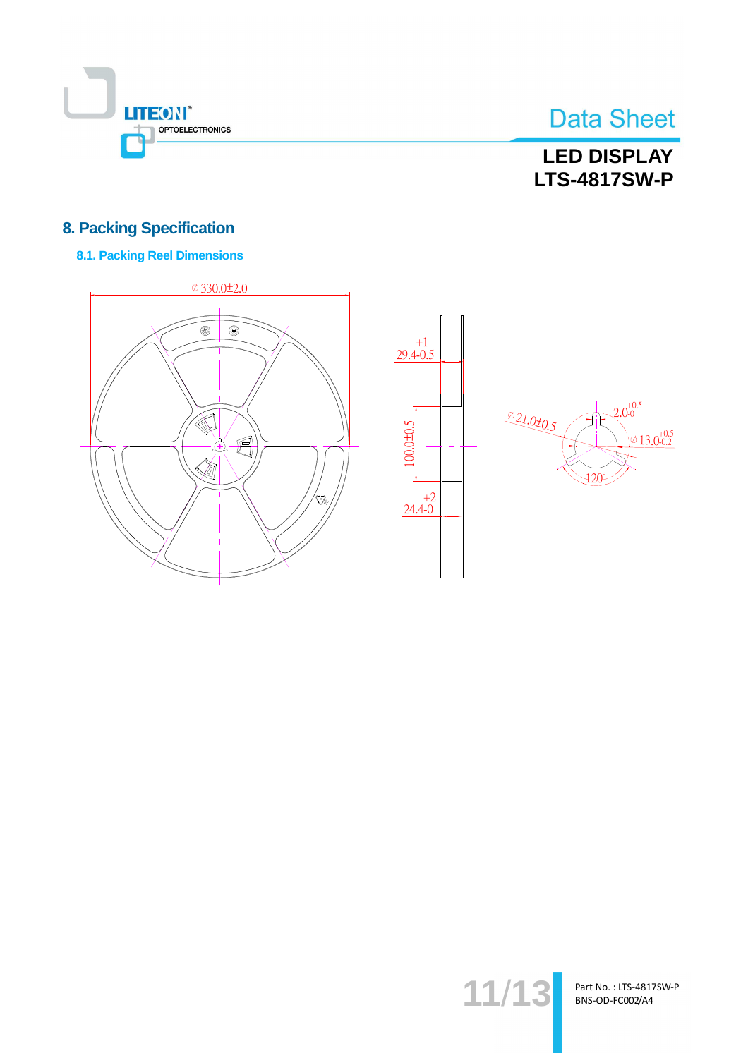## 8. Packing Specification

### 8.1. Packing Reel Dimensions

∅ 330.0±2.0

$29.4^{+1}_{-0.5}$

100.0±0.5

$24.4^{+2}_{-0}$

∅ 21.0±0.5

$2.0^{+0.5}_{-0}$

$∅\ 13.0^{+0.5}_{-0.2}$

120°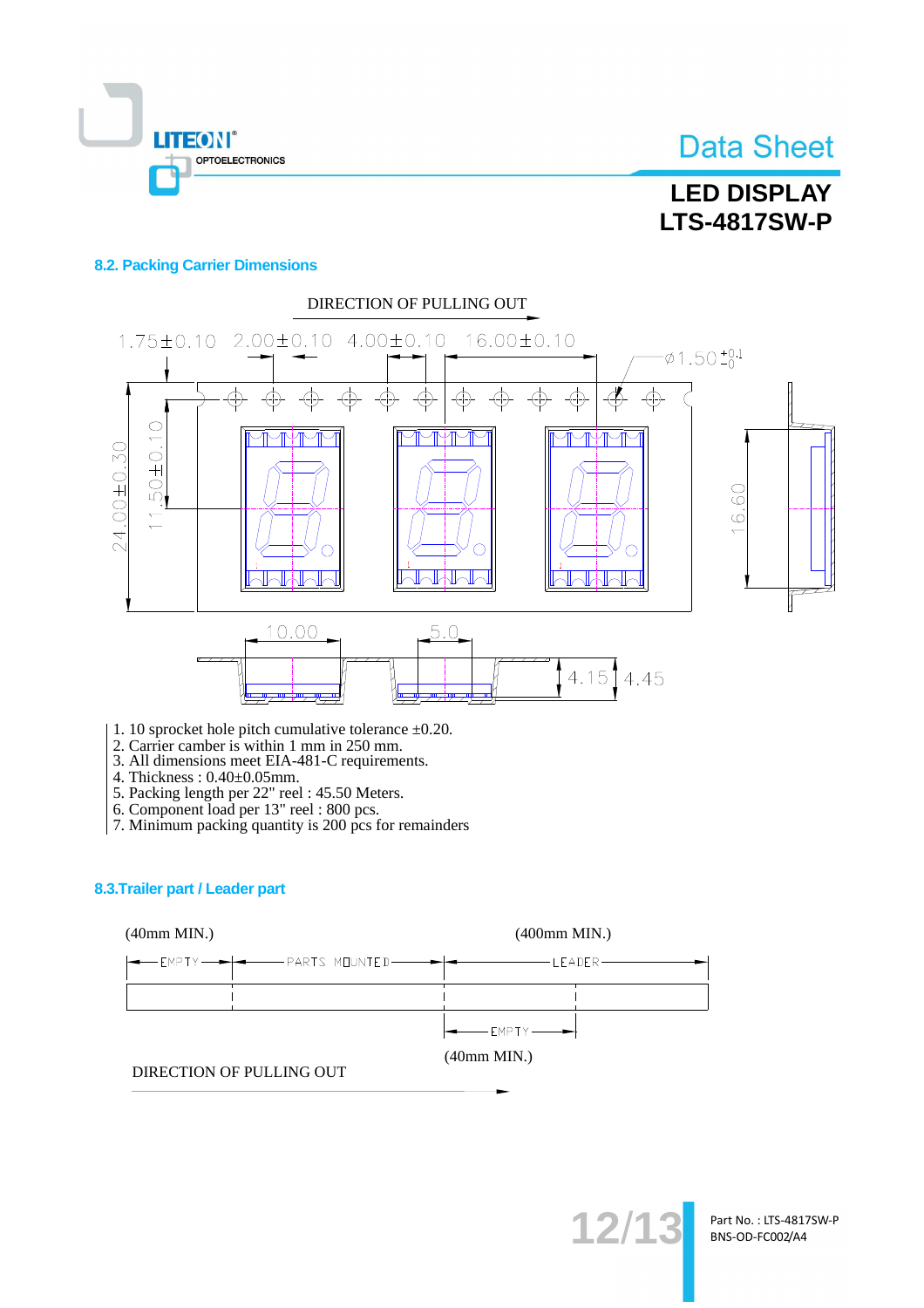## 8.2. Packing Carrier Dimensions

DIRECTION OF PULLING OUT

1.75±0.10
2.00±0.10
4.00±0.10
16.00±0.10
Ø1.50 +0.1 -0
24.00±0.30
11.50±0.10
16.60
10.00
5.0
4.15
4.45

1. 10 sprocket hole pitch cumulative tolerance ±0.20.
2. Carrier camber is within 1 mm in 250 mm.
3. All dimensions meet EIA-481-C requirements.
4. Thickness : 0.40±0.05mm.
5. Packing length per 22" reel : 45.50 Meters.
6. Component load per 13" reel : 800 pcs.
7. Minimum packing quantity is 200 pcs for remainders

## 8.3.Trailer part / Leader part

(40mm MIN.)
(400mm MIN.)
EMPTY
PARTS MOUNTED
LEADER
EMPTY
(40mm MIN.)

DIRECTION OF PULLING OUT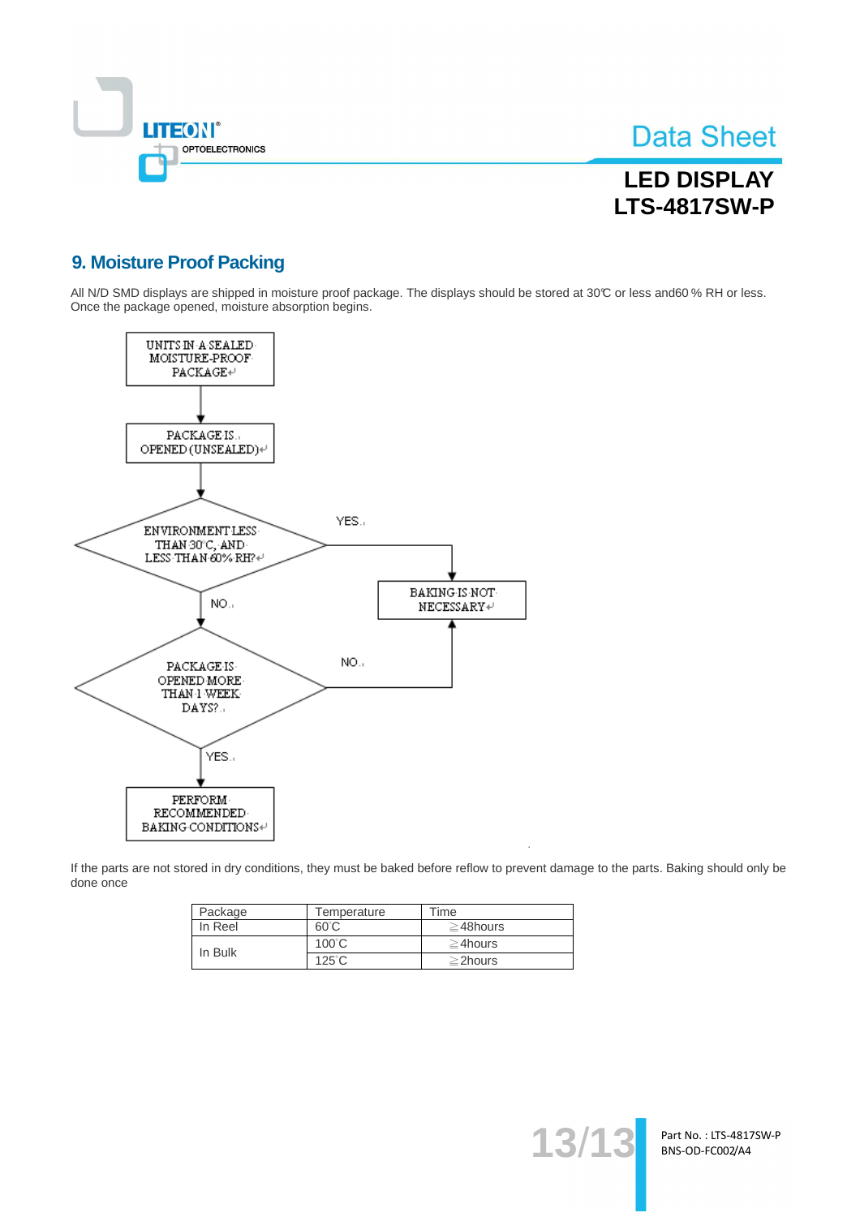## 9. Moisture Proof Packing

All N/D SMD displays are shipped in moisture proof package. The displays should be stored at 30℃ or less and60 % RH or less. Once the package opened, moisture absorption begins.

UNITS IN A SEALED MOISTURE-PROOF PACKAGE

PACKAGE IS OPENED (UNSEALED)

ENVIRONMENT LESS THAN 30°C, AND LESS THAN 60% RH?

YES

BAKING IS NOT NECESSARY

NO

PACKAGE IS OPENED MORE THAN 1 WEEK DAYS?

NO

YES

PERFORM RECOMMENDED BAKING CONDITIONS

If the parts are not stored in dry conditions, they must be baked before reflow to prevent damage to the parts. Baking should only be done once

| Package | Temperature | Time |
|---|---|---|
| In Reel | 60°C | ≧48hours |
| In Bulk | 100°C | ≧4hours |
| | 125°C | ≧2hours |